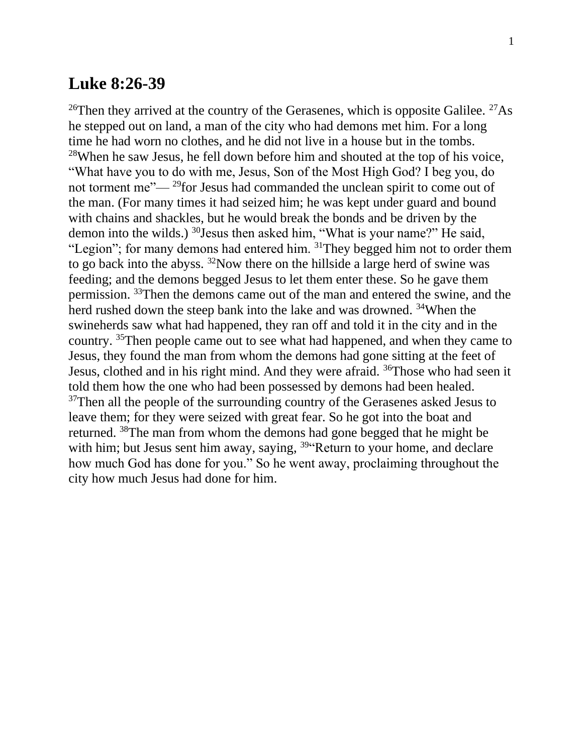# Luke 8:26-39

[26]Then they arrived at the country of the Gerasenes, which is opposite Galilee. [27]As he stepped out on land, a man of the city who had demons met him. For a long time he had worn no clothes, and he did not live in a house but in the tombs. [28]When he saw Jesus, he fell down before him and shouted at the top of his voice, "What have you to do with me, Jesus, Son of the Most High God? I beg you, do not torment me"— [29]for Jesus had commanded the unclean spirit to come out of the man. (For many times it had seized him; he was kept under guard and bound with chains and shackles, but he would break the bonds and be driven by the demon into the wilds.) [30]Jesus then asked him, "What is your name?" He said, "Legion"; for many demons had entered him. [31]They begged him not to order them to go back into the abyss. [32]Now there on the hillside a large herd of swine was feeding; and the demons begged Jesus to let them enter these. So he gave them permission. [33]Then the demons came out of the man and entered the swine, and the herd rushed down the steep bank into the lake and was drowned. [34]When the swineherds saw what had happened, they ran off and told it in the city and in the country. [35]Then people came out to see what had happened, and when they came to Jesus, they found the man from whom the demons had gone sitting at the feet of Jesus, clothed and in his right mind. And they were afraid. [36]Those who had seen it told them how the one who had been possessed by demons had been healed. [37]Then all the people of the surrounding country of the Gerasenes asked Jesus to leave them; for they were seized with great fear. So he got into the boat and returned. [38]The man from whom the demons had gone begged that he might be with him; but Jesus sent him away, saying, [39]"Return to your home, and declare how much God has done for you." So he went away, proclaiming throughout the city how much Jesus had done for him.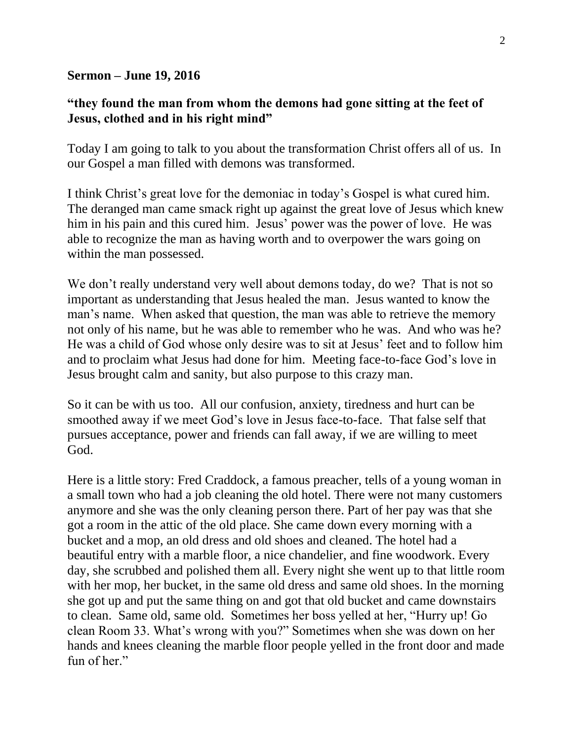**Sermon – June 19, 2016**

**“they found the man from whom the demons had gone sitting at the feet of Jesus, clothed and in his right mind”**

Today I am going to talk to you about the transformation Christ offers all of us. In our Gospel a man filled with demons was transformed.

I think Christ’s great love for the demoniac in today’s Gospel is what cured him. The deranged man came smack right up against the great love of Jesus which knew him in his pain and this cured him. Jesus’ power was the power of love. He was able to recognize the man as having worth and to overpower the wars going on within the man possessed.

We don’t really understand very well about demons today, do we? That is not so important as understanding that Jesus healed the man. Jesus wanted to know the man’s name. When asked that question, the man was able to retrieve the memory not only of his name, but he was able to remember who he was. And who was he? He was a child of God whose only desire was to sit at Jesus’ feet and to follow him and to proclaim what Jesus had done for him. Meeting face-to-face God’s love in Jesus brought calm and sanity, but also purpose to this crazy man.

So it can be with us too. All our confusion, anxiety, tiredness and hurt can be smoothed away if we meet God’s love in Jesus face-to-face. That false self that pursues acceptance, power and friends can fall away, if we are willing to meet God.

Here is a little story: Fred Craddock, a famous preacher, tells of a young woman in a small town who had a job cleaning the old hotel. There were not many customers anymore and she was the only cleaning person there. Part of her pay was that she got a room in the attic of the old place. She came down every morning with a bucket and a mop, an old dress and old shoes and cleaned. The hotel had a beautiful entry with a marble floor, a nice chandelier, and fine woodwork. Every day, she scrubbed and polished them all. Every night she went up to that little room with her mop, her bucket, in the same old dress and same old shoes. In the morning she got up and put the same thing on and got that old bucket and came downstairs to clean. Same old, same old. Sometimes her boss yelled at her, “Hurry up! Go clean Room 33. What’s wrong with you?” Sometimes when she was down on her hands and knees cleaning the marble floor people yelled in the front door and made fun of her.”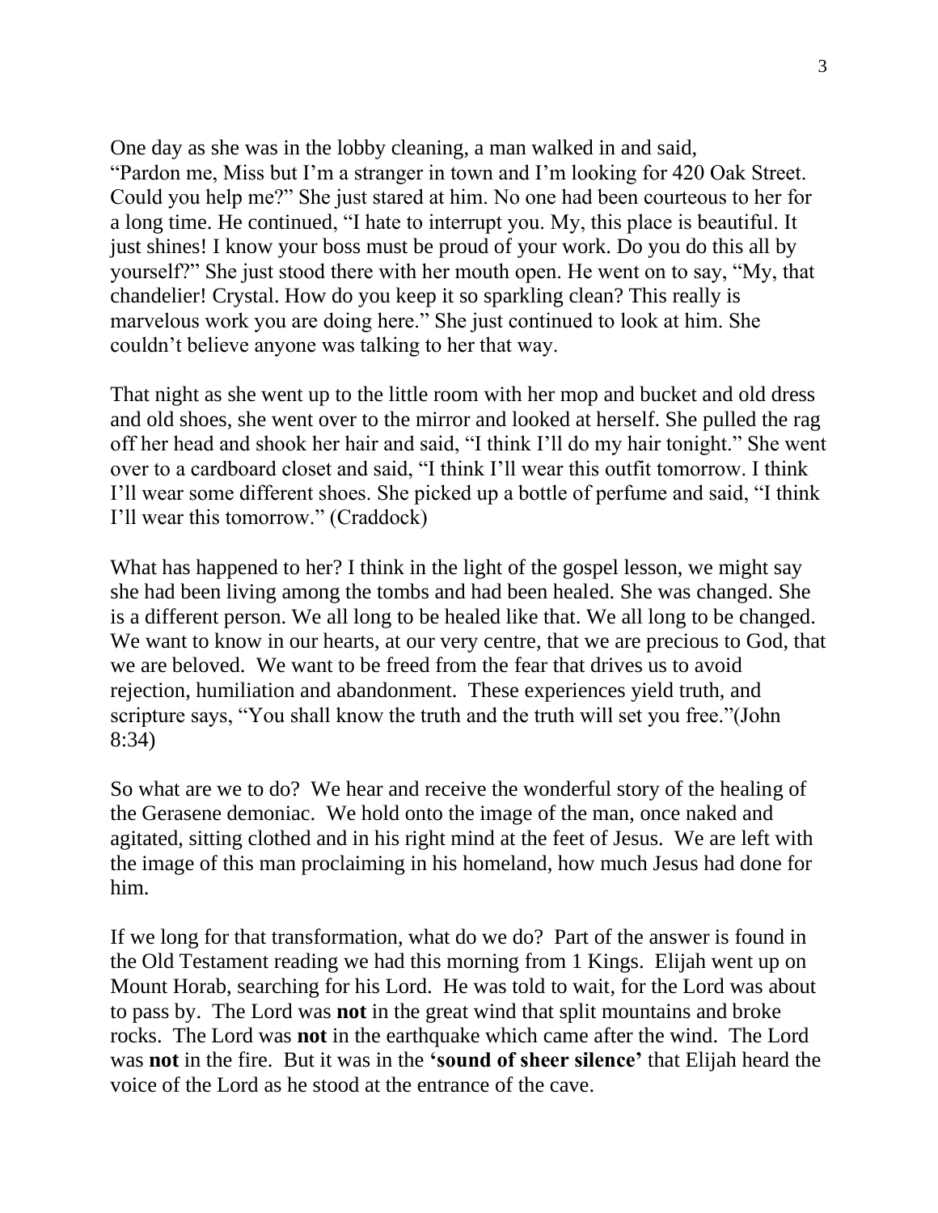One day as she was in the lobby cleaning, a man walked in and said, "Pardon me, Miss but I'm a stranger in town and I'm looking for 420 Oak Street. Could you help me?" She just stared at him. No one had been courteous to her for a long time. He continued, "I hate to interrupt you. My, this place is beautiful. It just shines! I know your boss must be proud of your work. Do you do this all by yourself?" She just stood there with her mouth open. He went on to say, "My, that chandelier! Crystal. How do you keep it so sparkling clean? This really is marvelous work you are doing here." She just continued to look at him. She couldn't believe anyone was talking to her that way.

That night as she went up to the little room with her mop and bucket and old dress and old shoes, she went over to the mirror and looked at herself. She pulled the rag off her head and shook her hair and said, "I think I'll do my hair tonight." She went over to a cardboard closet and said, "I think I'll wear this outfit tomorrow. I think I'll wear some different shoes. She picked up a bottle of perfume and said, "I think I'll wear this tomorrow." (Craddock)

What has happened to her? I think in the light of the gospel lesson, we might say she had been living among the tombs and had been healed. She was changed. She is a different person. We all long to be healed like that. We all long to be changed. We want to know in our hearts, at our very centre, that we are precious to God, that we are beloved. We want to be freed from the fear that drives us to avoid rejection, humiliation and abandonment. These experiences yield truth, and scripture says, "You shall know the truth and the truth will set you free."(John 8:34)

So what are we to do? We hear and receive the wonderful story of the healing of the Gerasene demoniac. We hold onto the image of the man, once naked and agitated, sitting clothed and in his right mind at the feet of Jesus. We are left with the image of this man proclaiming in his homeland, how much Jesus had done for him.

If we long for that transformation, what do we do? Part of the answer is found in the Old Testament reading we had this morning from 1 Kings. Elijah went up on Mount Horab, searching for his Lord. He was told to wait, for the Lord was about to pass by. The Lord was **not** in the great wind that split mountains and broke rocks. The Lord was **not** in the earthquake which came after the wind. The Lord was **not** in the fire. But it was in the **'sound of sheer silence'** that Elijah heard the voice of the Lord as he stood at the entrance of the cave.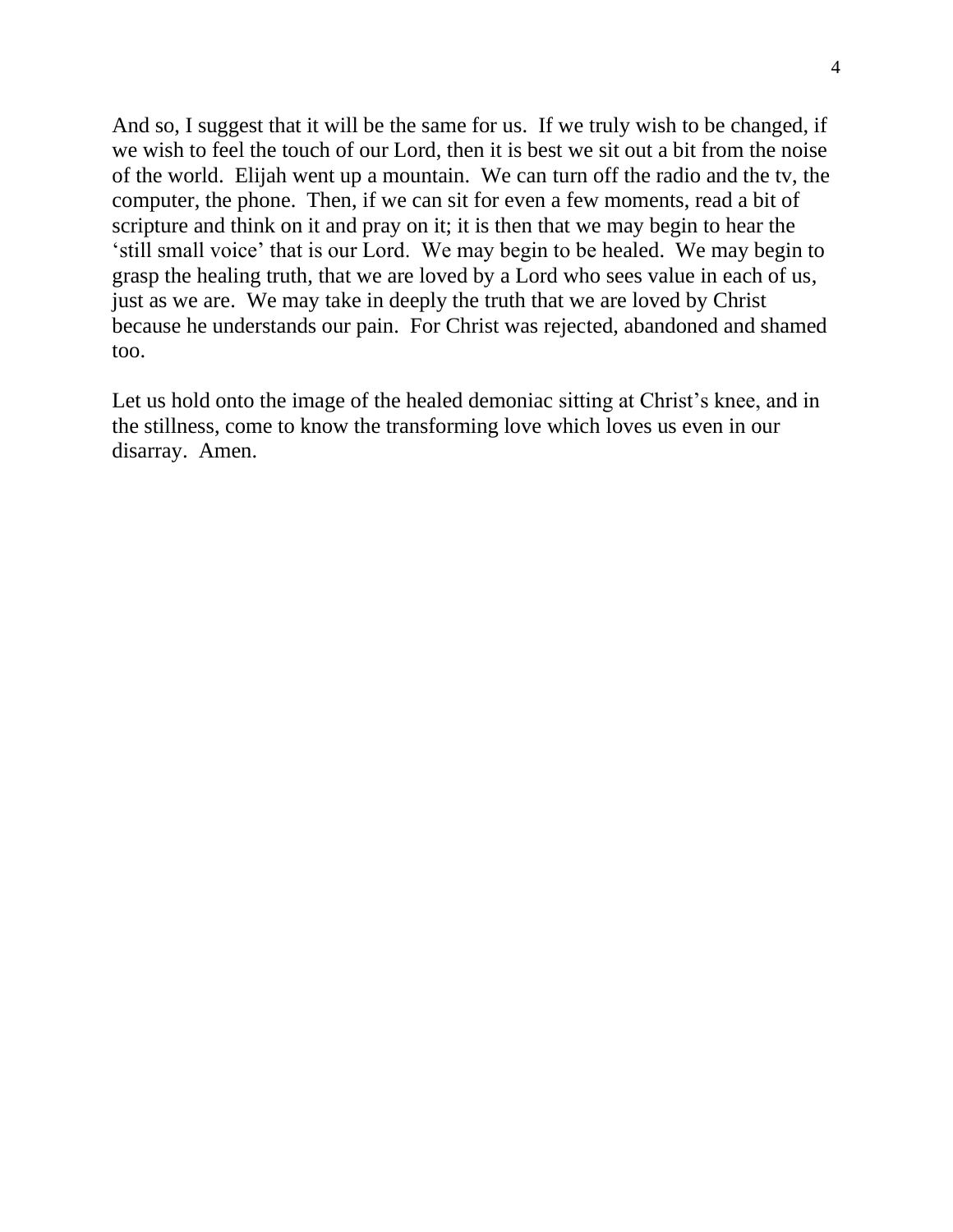And so, I suggest that it will be the same for us. If we truly wish to be changed, if we wish to feel the touch of our Lord, then it is best we sit out a bit from the noise of the world. Elijah went up a mountain. We can turn off the radio and the tv, the computer, the phone. Then, if we can sit for even a few moments, read a bit of scripture and think on it and pray on it; it is then that we may begin to hear the 'still small voice' that is our Lord. We may begin to be healed. We may begin to grasp the healing truth, that we are loved by a Lord who sees value in each of us, just as we are. We may take in deeply the truth that we are loved by Christ because he understands our pain. For Christ was rejected, abandoned and shamed too.

Let us hold onto the image of the healed demoniac sitting at Christ's knee, and in the stillness, come to know the transforming love which loves us even in our disarray. Amen.